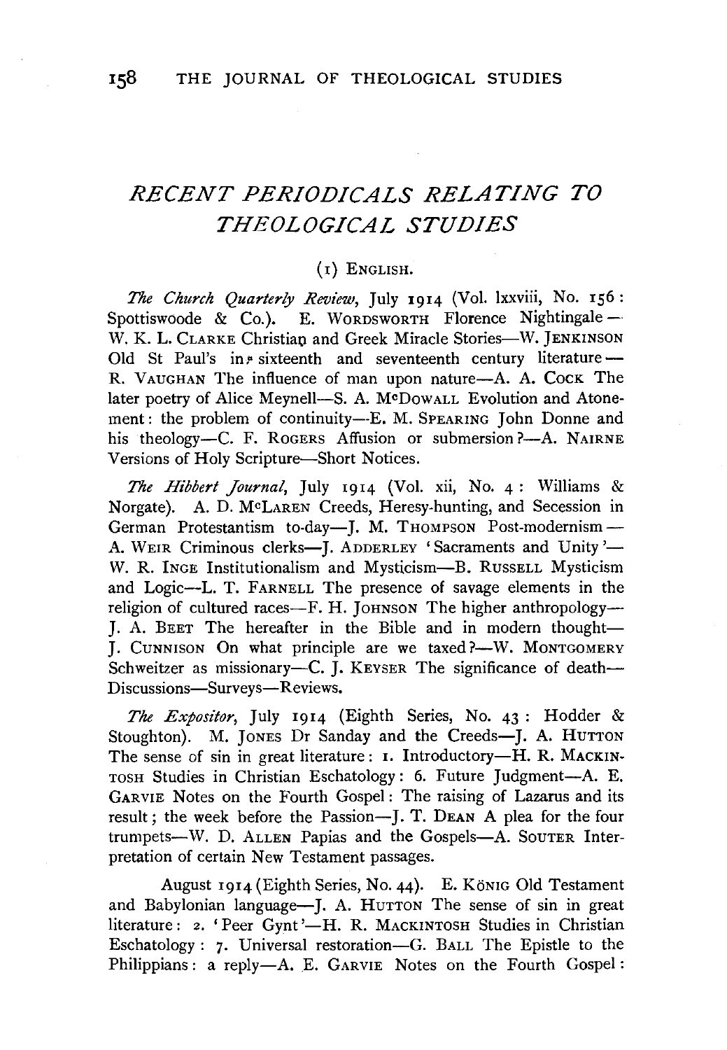# *RECENT PERIODICALS RELATING TO THEOLOGICAL STUDIES*

## (1) ENGLISH.

*The Church Quarterly Review*, July 1914 (Vol. lxxviii, No. 156: Spottiswoode & Co.). E. WORDSWORTH Florence Nightingale—W. K. L. CLARKE Christian and Greek Miracle Stories—W. JENKINSON Old St Paul's in sixteenth and seventeenth century literature—R. VAUGHAN The influence of man upon nature—A. A. COCK The later poetry of Alice Meynell—S. A. McDOWALL Evolution and Atonement: the problem of continuity—E. M. SPEARING John Donne and his theology—C. F. ROGERS Affusion or submersion?—A. NAIRNE Versions of Holy Scripture—Short Notices.

*The Hibbert Journal*, July 1914 (Vol. xii, No. 4: Williams & Norgate). A. D. McLAREN Creeds, Heresy-hunting, and Secession in German Protestantism to-day—J. M. THOMPSON Post-modernism—A. WEIR Criminous clerks—J. ADDERLEY 'Sacraments and Unity'—W. R. INGE Institutionalism and Mysticism—B. RUSSELL Mysticism and Logic—L. T. FARNELL The presence of savage elements in the religion of cultured races—F. H. JOHNSON The higher anthropology—J. A. BEET The hereafter in the Bible and in modern thought—J. CUNNISON On what principle are we taxed?—W. MONTGOMERY Schweitzer as missionary—C. J. KEYSER The significance of death—Discussions—Surveys—Reviews.

*The Expositor*, July 1914 (Eighth Series, No. 43: Hodder & Stoughton). M. JONES Dr Sanday and the Creeds—J. A. HUTTON The sense of sin in great literature: 1. Introductory—H. R. MACKINTOSH Studies in Christian Eschatology: 6. Future Judgment—A. E. GARVIE Notes on the Fourth Gospel: The raising of Lazarus and its result; the week before the Passion—J. T. DEAN A plea for the four trumpets—W. D. ALLEN Papias and the Gospels—A. SOUTER Interpretation of certain New Testament passages.

August 1914 (Eighth Series, No. 44). E. KÖNIG Old Testament and Babylonian language—J. A. HUTTON The sense of sin in great literature: 2. 'Peer Gynt'—H. R. MACKINTOSH Studies in Christian Eschatology: 7. Universal restoration—G. BALL The Epistle to the Philippians: a reply—A. E. GARVIE Notes on the Fourth Gospel: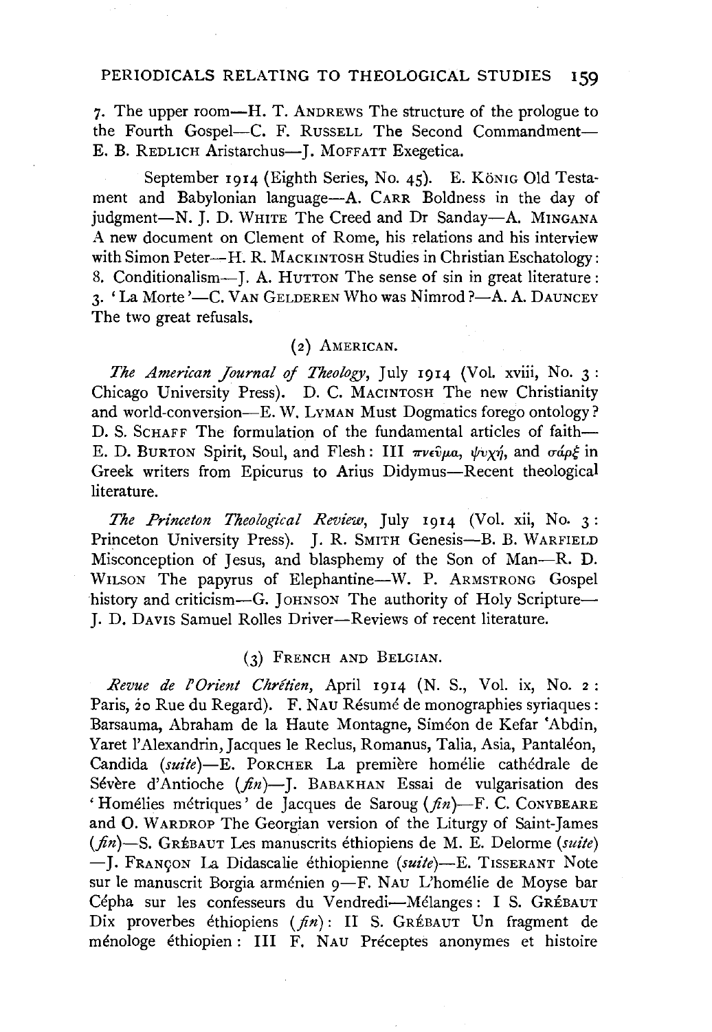7. The upper room—H. T. ANDREWS The structure of the prologue to the Fourth Gospel—C. F. RUSSELL The Second Commandment—E. B. REDLICH Aristarchus—J. MOFFATT Exegetica.

September 1914 (Eighth Series, No. 45). E. KÖNIG Old Testament and Babylonian language—A. CARR Boldness in the day of judgment—N. J. D. WHITE The Creed and Dr Sanday—A. MINGANA A new document on Clement of Rome, his relations and his interview with Simon Peter—H. R. MACKINTOSH Studies in Christian Eschatology: 8. Conditionalism—J. A. HUTTON The sense of sin in great literature: 3. 'La Morte'—C. VAN GELDEREN Who was Nimrod?—A. A. DAUNCEY The two great refusals.

### (2) AMERICAN.

*The American Journal of Theology*, July 1914 (Vol. xviii, No. 3: Chicago University Press). D. C. MACINTOSH The new Christianity and world-conversion—E. W. LYMAN Must Dogmatics forego ontology? D. S. SCHAFF The formulation of the fundamental articles of faith—E. D. BURTON Spirit, Soul, and Flesh: III πνεῦμα, ψυχή, and σάρξ in Greek writers from Epicurus to Arius Didymus—Recent theological literature.

*The Princeton Theological Review*, July 1914 (Vol. xii, No. 3: Princeton University Press). J. R. SMITH Genesis—B. B. WARFIELD Misconception of Jesus, and blasphemy of the Son of Man—R. D. WILSON The papyrus of Elephantine—W. P. ARMSTRONG Gospel history and criticism—G. JOHNSON The authority of Holy Scripture—J. D. DAVIS Samuel Rolles Driver—Reviews of recent literature.

### (3) FRENCH AND BELGIAN.

*Revue de l'Orient Chrétien*, April 1914 (N. S., Vol. ix, No. 2: Paris, 20 Rue du Regard). F. NAU Résumé de monographies syriaques: Barsauma, Abraham de la Haute Montagne, Siméon de Kefar 'Abdin, Yaret l'Alexandrin, Jacques le Reclus, Romanus, Talia, Asia, Pantaléon, Candida (*suite*)—E. PORCHER La première homélie cathédrale de Sévère d'Antioche (*fin*)—J. BABAKHAN Essai de vulgarisation des 'Homélies métriques' de Jacques de Saroug (*fin*)—F. C. CONYBEARE and O. WARDROP The Georgian version of the Liturgy of Saint-James (*fin*)—S. GRÉBAUT Les manuscrits éthiopiens de M. E. Delorme (*suite*)—J. FRANÇON La Didascalie éthiopienne (*suite*)—E. TISSERANT Note sur le manuscrit Borgia arménien 9—F. NAU L'homélie de Moyse bar Cépha sur les confesseurs du Vendredi—Mélanges: I S. GRÉBAUT Dix proverbes éthiopiens (*fin*): II S. GRÉBAUT Un fragment de ménologe éthiopien: III F. NAU Préceptes anonymes et histoire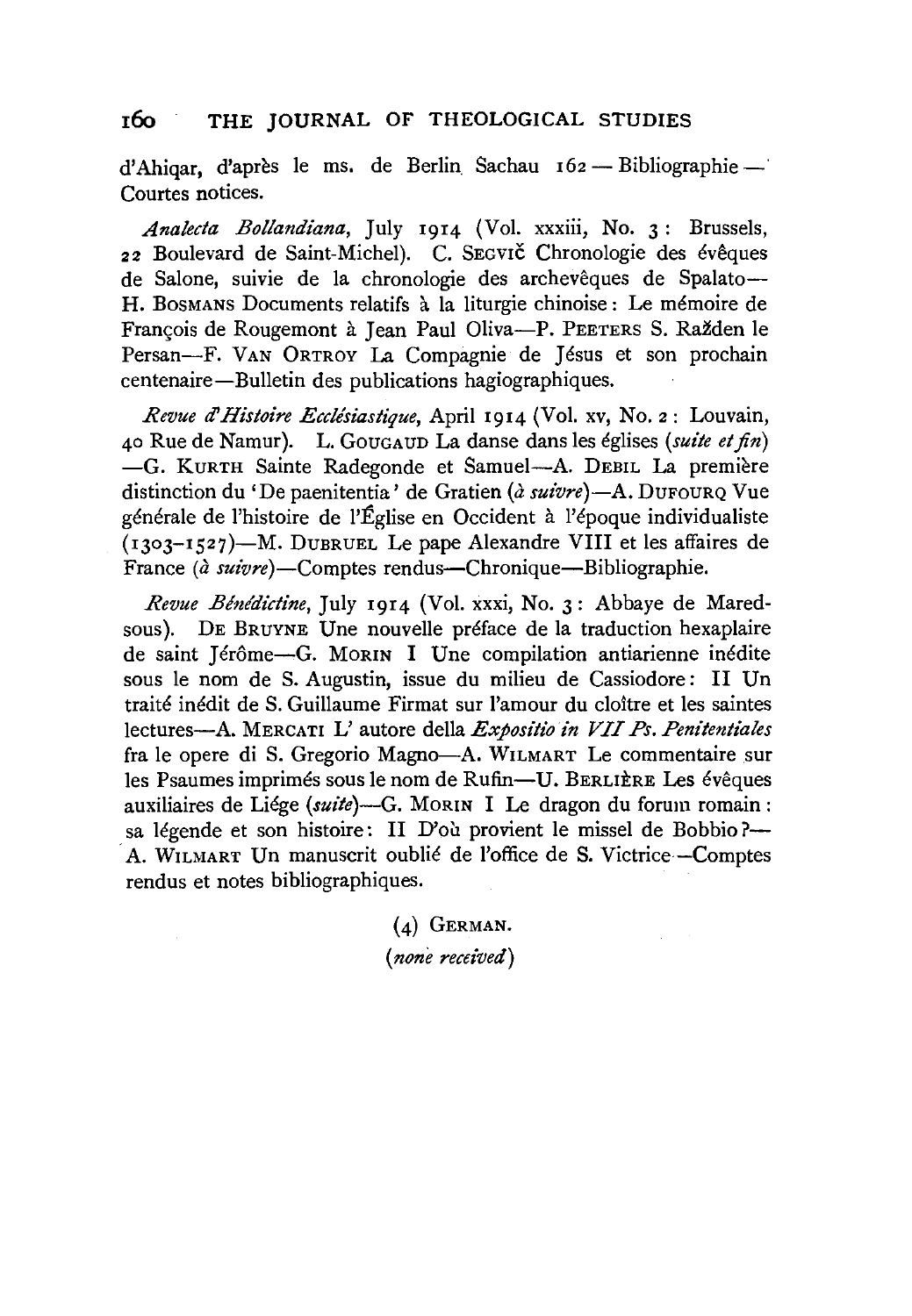d'Ahiqar, d'après le ms. de Berlin Sachau 162 — Bibliographie — Courtes notices.

*Analecta Bollandiana*, July 1914 (Vol. xxxiii, No. 3: Brussels, 22 Boulevard de Saint-Michel). C. SEGVIČ Chronologie des évêques de Salone, suivie de la chronologie des archevêques de Spalato—H. BOSMANS Documents relatifs à la liturgie chinoise: Le mémoire de François de Rougemont à Jean Paul Oliva—P. PEETERS S. Ražden le Persan—F. VAN ORTROY La Compagnie de Jésus et son prochain centenaire—Bulletin des publications hagiographiques.

*Revue d'Histoire Ecclésiastique*, April 1914 (Vol. xv, No. 2: Louvain, 40 Rue de Namur). L. GOUGAUD La danse dans les églises (*suite et fin*)—G. KURTH Sainte Radegonde et Samuel—A. DEBIL La première distinction du 'De paenitentia' de Gratien (*à suivre*)—A. DUFOURQ Vue générale de l'histoire de l'Église en Occident à l'époque individualiste (1303–1527)—M. DUBRUEL Le pape Alexandre VIII et les affaires de France (*à suivre*)—Comptes rendus—Chronique—Bibliographie.

*Revue Bénédictine*, July 1914 (Vol. xxxi, No. 3: Abbaye de Maredsous). DE BRUYNE Une nouvelle préface de la traduction hexaplaire de saint Jérôme—G. MORIN I Une compilation antiarienne inédite sous le nom de S. Augustin, issue du milieu de Cassiodore: II Un traité inédit de S. Guillaume Firmat sur l'amour du cloître et les saintes lectures—A. MERCATI L' autore della *Expositio in VII Ps. Penitentiales* fra le opere di S. Gregorio Magno—A. WILMART Le commentaire sur les Psaumes imprimés sous le nom de Rufin—U. BERLIÈRE Les évêques auxiliaires de Liége (*suite*)—G. MORIN I Le dragon du forum romain: sa légende et son histoire: II D'où provient le missel de Bobbio?—A. WILMART Un manuscrit oublié de l'office de S. Victrice—Comptes rendus et notes bibliographiques.

(4) GERMAN.

(*none received*)